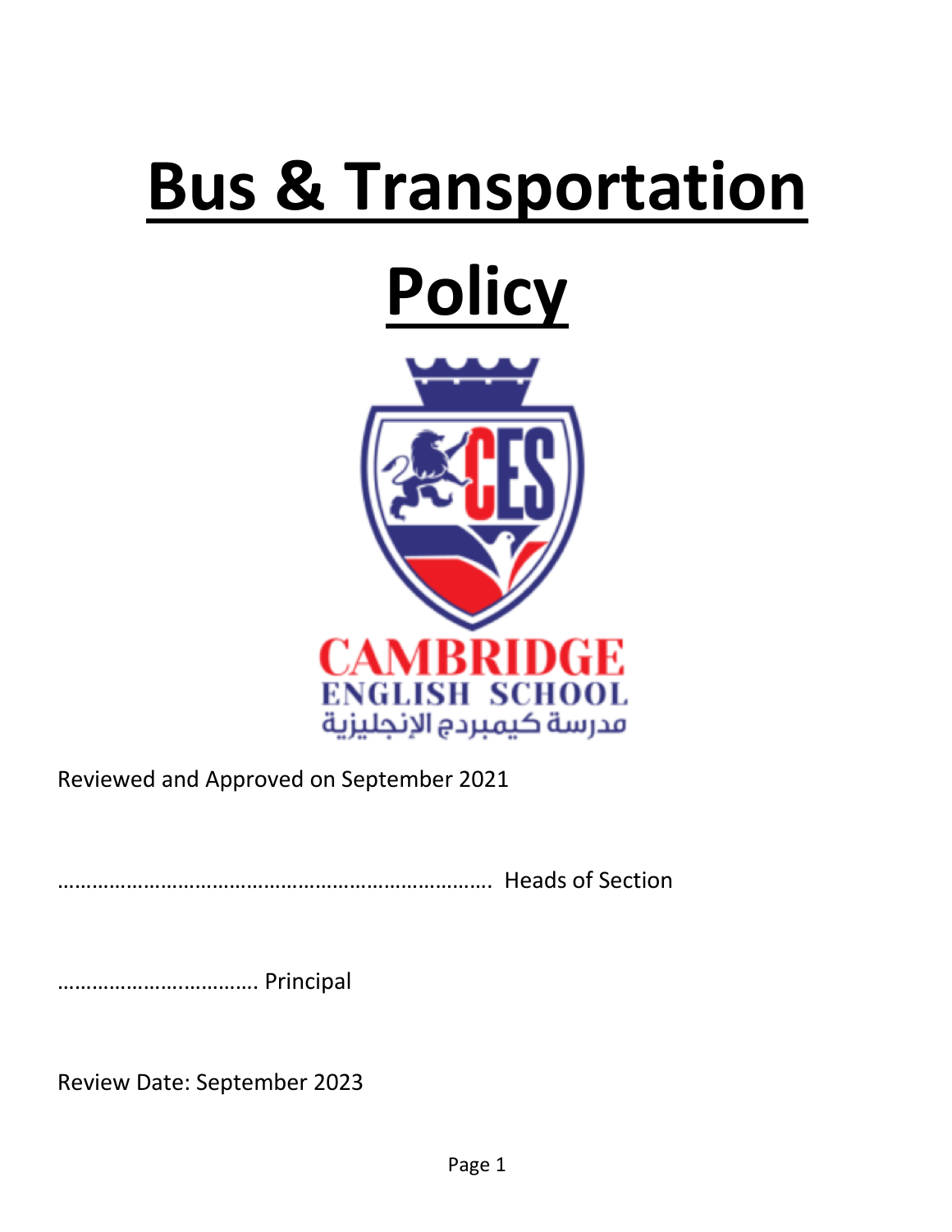# Bus & Transportation Policy

Reviewed and Approved on September 2021

…………………………………………………………………. Heads of Section

…………………………….. Principal

Review Date: September 2023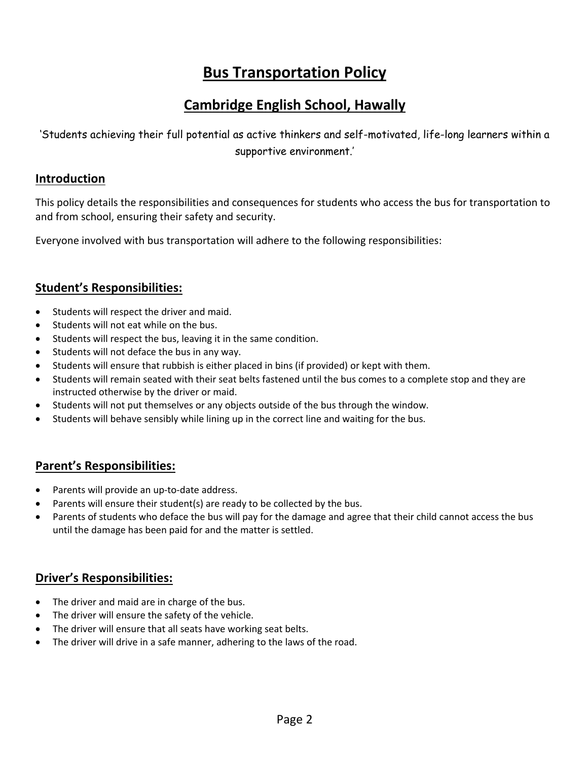# Bus Transportation Policy

## Cambridge English School, Hawally

'Students achieving their full potential as active thinkers and self-motivated, life-long learners within a supportive environment.'

### Introduction

This policy details the responsibilities and consequences for students who access the bus for transportation to and from school, ensuring their safety and security.

Everyone involved with bus transportation will adhere to the following responsibilities:

### Student's Responsibilities:

- Students will respect the driver and maid.
- Students will not eat while on the bus.
- Students will respect the bus, leaving it in the same condition.
- Students will not deface the bus in any way.
- Students will ensure that rubbish is either placed in bins (if provided) or kept with them.
- Students will remain seated with their seat belts fastened until the bus comes to a complete stop and they are instructed otherwise by the driver or maid.
- Students will not put themselves or any objects outside of the bus through the window.
- Students will behave sensibly while lining up in the correct line and waiting for the bus.

### Parent's Responsibilities:

- Parents will provide an up-to-date address.
- Parents will ensure their student(s) are ready to be collected by the bus.
- Parents of students who deface the bus will pay for the damage and agree that their child cannot access the bus until the damage has been paid for and the matter is settled.

### Driver's Responsibilities:

- The driver and maid are in charge of the bus.
- The driver will ensure the safety of the vehicle.
- The driver will ensure that all seats have working seat belts.
- The driver will drive in a safe manner, adhering to the laws of the road.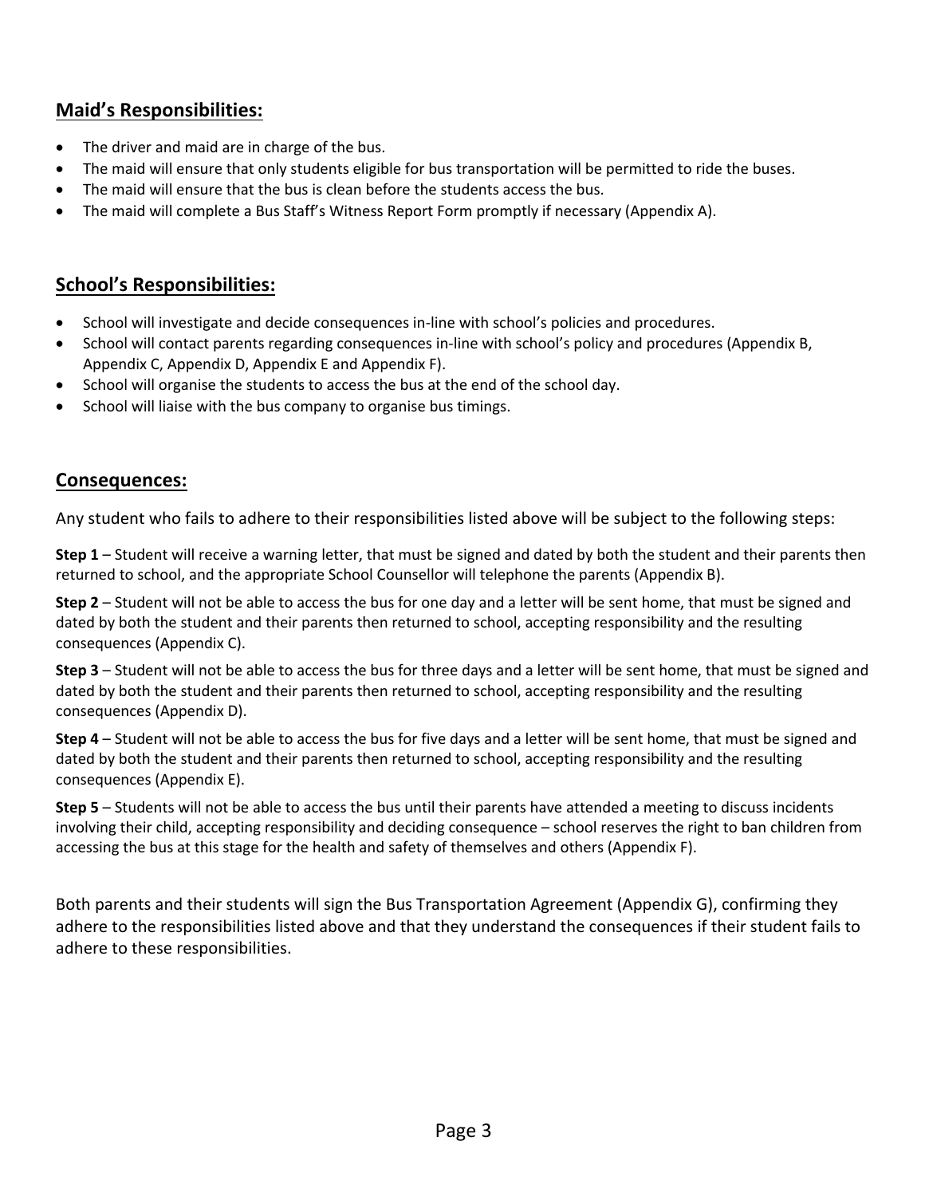## Maid's Responsibilities:

- The driver and maid are in charge of the bus.
- The maid will ensure that only students eligible for bus transportation will be permitted to ride the buses.
- The maid will ensure that the bus is clean before the students access the bus.
- The maid will complete a Bus Staff's Witness Report Form promptly if necessary (Appendix A).

## School's Responsibilities:

- School will investigate and decide consequences in-line with school's policies and procedures.
- School will contact parents regarding consequences in-line with school's policy and procedures (Appendix B, Appendix C, Appendix D, Appendix E and Appendix F).
- School will organise the students to access the bus at the end of the school day.
- School will liaise with the bus company to organise bus timings.

## Consequences:

Any student who fails to adhere to their responsibilities listed above will be subject to the following steps:

**Step 1** – Student will receive a warning letter, that must be signed and dated by both the student and their parents then returned to school, and the appropriate School Counsellor will telephone the parents (Appendix B).

**Step 2** – Student will not be able to access the bus for one day and a letter will be sent home, that must be signed and dated by both the student and their parents then returned to school, accepting responsibility and the resulting consequences (Appendix C).

**Step 3** – Student will not be able to access the bus for three days and a letter will be sent home, that must be signed and dated by both the student and their parents then returned to school, accepting responsibility and the resulting consequences (Appendix D).

**Step 4** – Student will not be able to access the bus for five days and a letter will be sent home, that must be signed and dated by both the student and their parents then returned to school, accepting responsibility and the resulting consequences (Appendix E).

**Step 5** – Students will not be able to access the bus until their parents have attended a meeting to discuss incidents involving their child, accepting responsibility and deciding consequence – school reserves the right to ban children from accessing the bus at this stage for the health and safety of themselves and others (Appendix F).

Both parents and their students will sign the Bus Transportation Agreement (Appendix G), confirming they adhere to the responsibilities listed above and that they understand the consequences if their student fails to adhere to these responsibilities.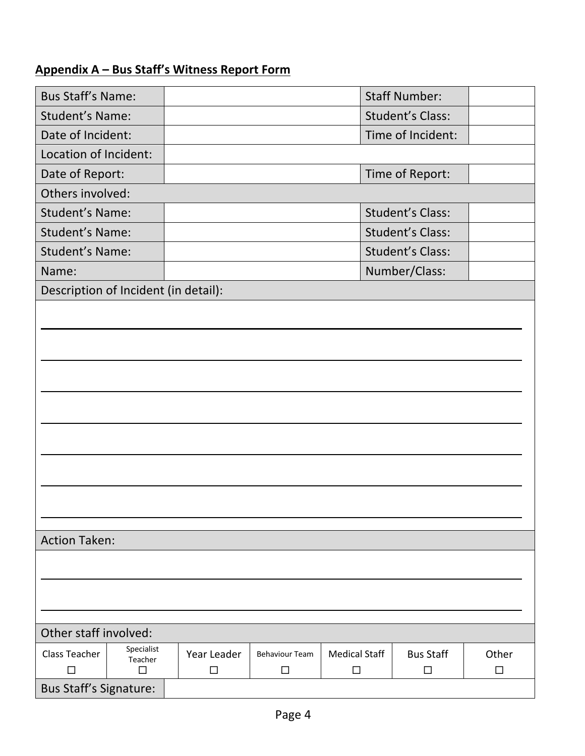**Appendix A – Bus Staff's Witness Report Form**

| | | | | | | |
|---|---|---|---|---|---|---|
| Bus Staff's Name: | | | | | Staff Number: | |
| Student's Name: | | | | | Student's Class: | |
| Date of Incident: | | | | | Time of Incident: | |
| Location of Incident: | | | | | | |
| Date of Report: | | | | | Time of Report: | |
| Others involved: | | | | | | |
| Student's Name: | | | | | Student's Class: | |
| Student's Name: | | | | | Student's Class: | |
| Student's Name: | | | | | Student's Class: | |
| Name: | | | | | Number/Class: | |
| Description of Incident (in detail): | | | | | | |
| | | | | | | |
| Action Taken: | | | | | | |
| | | | | | | |
| Other staff involved: | | | | | | |
| Class Teacher ☐ | Specialist Teacher ☐ | Year Leader ☐ | Behaviour Team ☐ | Medical Staff ☐ | Bus Staff ☐ | Other ☐ |
| Bus Staff's Signature: | | | | | | |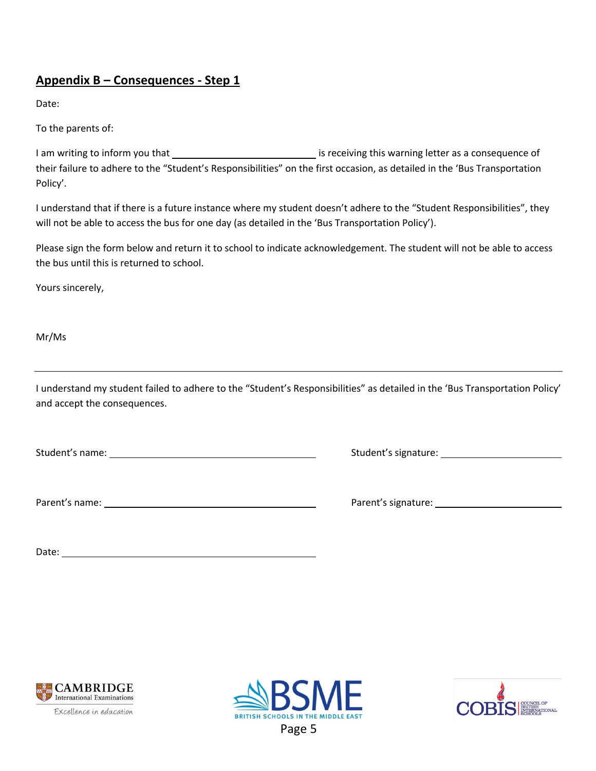## Appendix B – Consequences - Step 1

Date:

To the parents of:

I am writing to inform you that ____________________________ is receiving this warning letter as a consequence of their failure to adhere to the "Student's Responsibilities" on the first occasion, as detailed in the 'Bus Transportation Policy'.

I understand that if there is a future instance where my student doesn't adhere to the "Student Responsibilities", they will not be able to access the bus for one day (as detailed in the 'Bus Transportation Policy').

Please sign the form below and return it to school to indicate acknowledgement. The student will not be able to access the bus until this is returned to school.

Yours sincerely,

Mr/Ms

---

I understand my student failed to adhere to the "Student's Responsibilities" as detailed in the 'Bus Transportation Policy' and accept the consequences.

Student's name: ______________________________ Student's signature: ______________________

Parent's name: ______________________________ Parent's signature: ______________________

Date: ______________________________

CAMBRIDGE International Examinations — Excellence in education

BSME — BRITISH SCHOOLS IN THE MIDDLE EAST

COBIS — COUNCIL OF BRITISH INTERNATIONAL SCHOOLS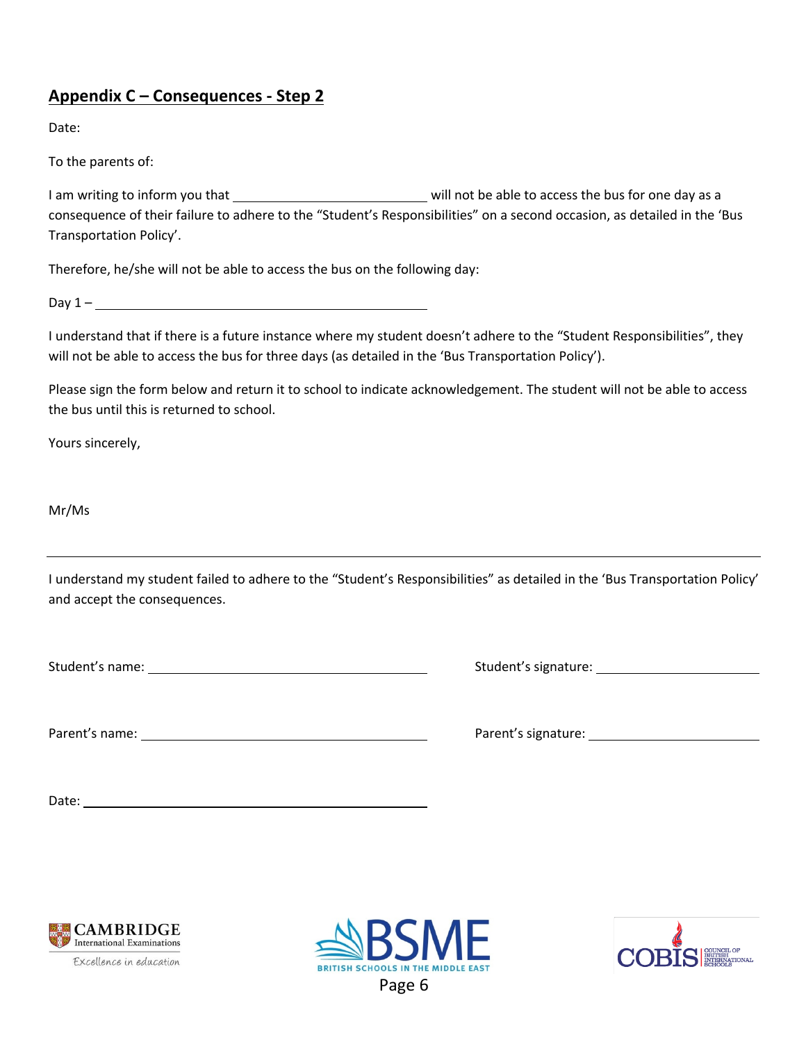## Appendix C – Consequences - Step 2

Date:

To the parents of:

I am writing to inform you that ____________________________ will not be able to access the bus for one day as a consequence of their failure to adhere to the "Student's Responsibilities" on a second occasion, as detailed in the 'Bus Transportation Policy'.

Therefore, he/she will not be able to access the bus on the following day:

Day 1 – ____________________________________________

I understand that if there is a future instance where my student doesn't adhere to the "Student Responsibilities", they will not be able to access the bus for three days (as detailed in the 'Bus Transportation Policy').

Please sign the form below and return it to school to indicate acknowledgement. The student will not be able to access the bus until this is returned to school.

Yours sincerely,

Mr/Ms

---

I understand my student failed to adhere to the "Student's Responsibilities" as detailed in the 'Bus Transportation Policy' and accept the consequences.

Student's name: ________________________________________ Student's signature: ________________________

Parent's name: ________________________________________ Parent's signature: ________________________

Date: ________________________________________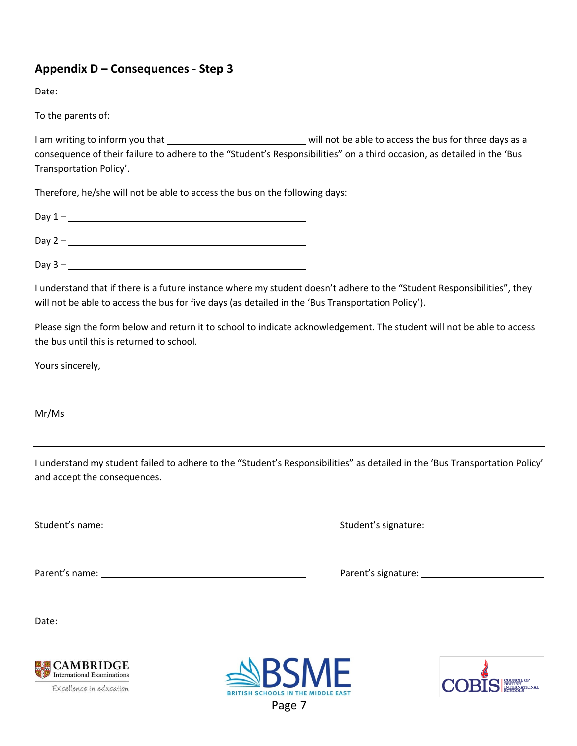## Appendix D – Consequences - Step 3

Date:

To the parents of:

I am writing to inform you that ______________________________ will not be able to access the bus for three days as a consequence of their failure to adhere to the "Student's Responsibilities" on a third occasion, as detailed in the 'Bus Transportation Policy'.

Therefore, he/she will not be able to access the bus on the following days:

Day 1 – ____________________________________________________

Day 2 – ____________________________________________________

Day 3 – ____________________________________________________

I understand that if there is a future instance where my student doesn't adhere to the "Student Responsibilities", they will not be able to access the bus for five days (as detailed in the 'Bus Transportation Policy').

Please sign the form below and return it to school to indicate acknowledgement. The student will not be able to access the bus until this is returned to school.

Yours sincerely,

Mr/Ms

---

I understand my student failed to adhere to the "Student's Responsibilities" as detailed in the 'Bus Transportation Policy' and accept the consequences.

Student's name: ______________________________ Student's signature: ______________________________

Parent's name: ______________________________ Parent's signature: ______________________________

Date: ______________________________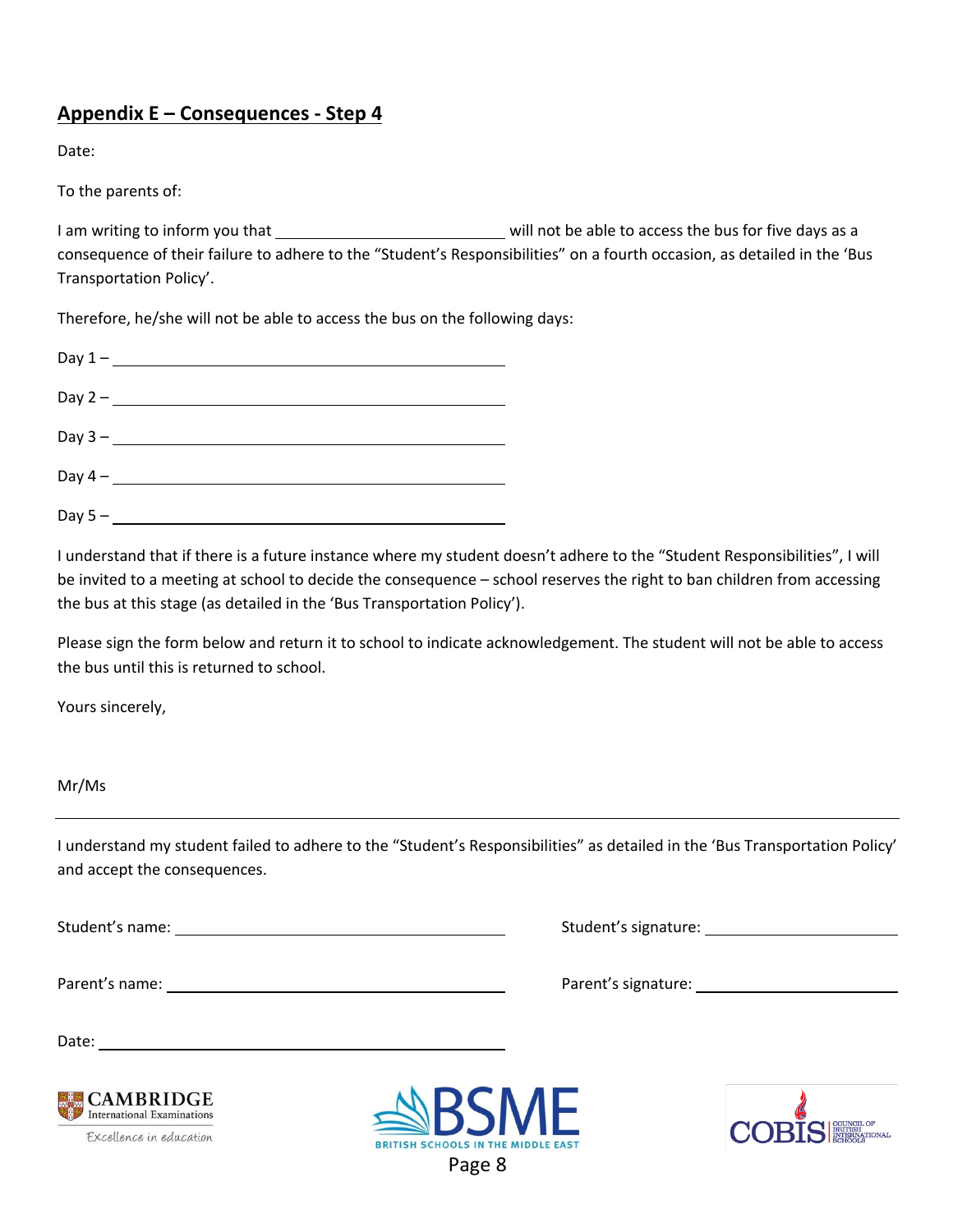## Appendix E – Consequences - Step 4

Date:

To the parents of:

I am writing to inform you that ______________________ will not be able to access the bus for five days as a consequence of their failure to adhere to the "Student's Responsibilities" on a fourth occasion, as detailed in the 'Bus Transportation Policy'.

Therefore, he/she will not be able to access the bus on the following days:

Day 1 – ______________________

Day 2 – ______________________

Day 3 – ______________________

Day 4 – ______________________

Day 5 – ______________________

I understand that if there is a future instance where my student doesn't adhere to the "Student Responsibilities", I will be invited to a meeting at school to decide the consequence – school reserves the right to ban children from accessing the bus at this stage (as detailed in the 'Bus Transportation Policy').

Please sign the form below and return it to school to indicate acknowledgement. The student will not be able to access the bus until this is returned to school.

Yours sincerely,

Mr/Ms

---

I understand my student failed to adhere to the "Student's Responsibilities" as detailed in the 'Bus Transportation Policy' and accept the consequences.

Student's name: ______________________ Student's signature: ______________________

Parent's name: ______________________ Parent's signature: ______________________

Date: ______________________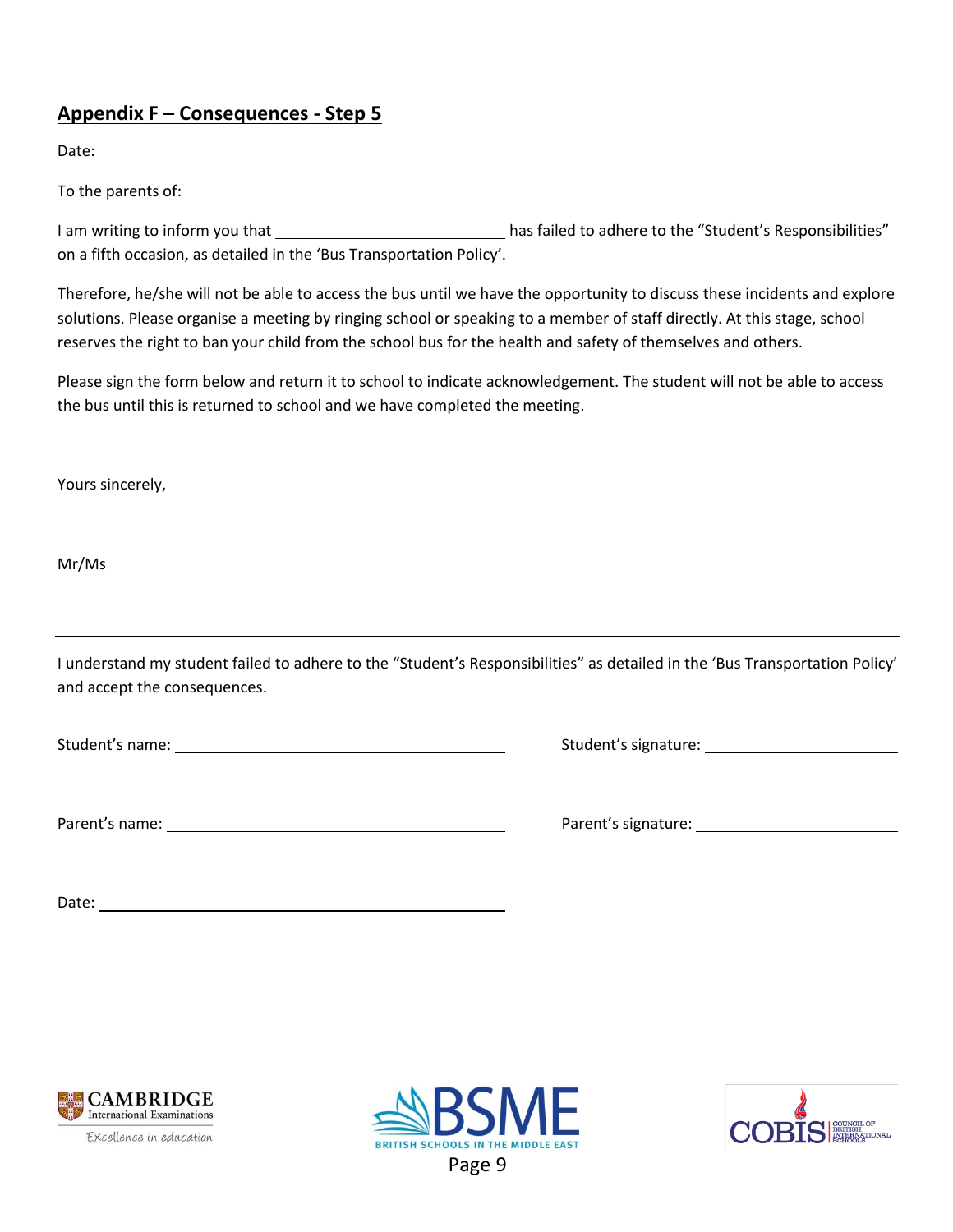## Appendix F – Consequences - Step 5

Date:

To the parents of:

I am writing to inform you that ____________________________ has failed to adhere to the “Student’s Responsibilities” on a fifth occasion, as detailed in the ‘Bus Transportation Policy’.

Therefore, he/she will not be able to access the bus until we have the opportunity to discuss these incidents and explore solutions. Please organise a meeting by ringing school or speaking to a member of staff directly. At this stage, school reserves the right to ban your child from the school bus for the health and safety of themselves and others.

Please sign the form below and return it to school to indicate acknowledgement. The student will not be able to access the bus until this is returned to school and we have completed the meeting.

Yours sincerely,

Mr/Ms

---

I understand my student failed to adhere to the “Student’s Responsibilities” as detailed in the ‘Bus Transportation Policy’ and accept the consequences.

Student’s name: ________________________________________ Student’s signature: ________________________

Parent’s name: ________________________________________ Parent’s signature: ________________________

Date: ________________________________________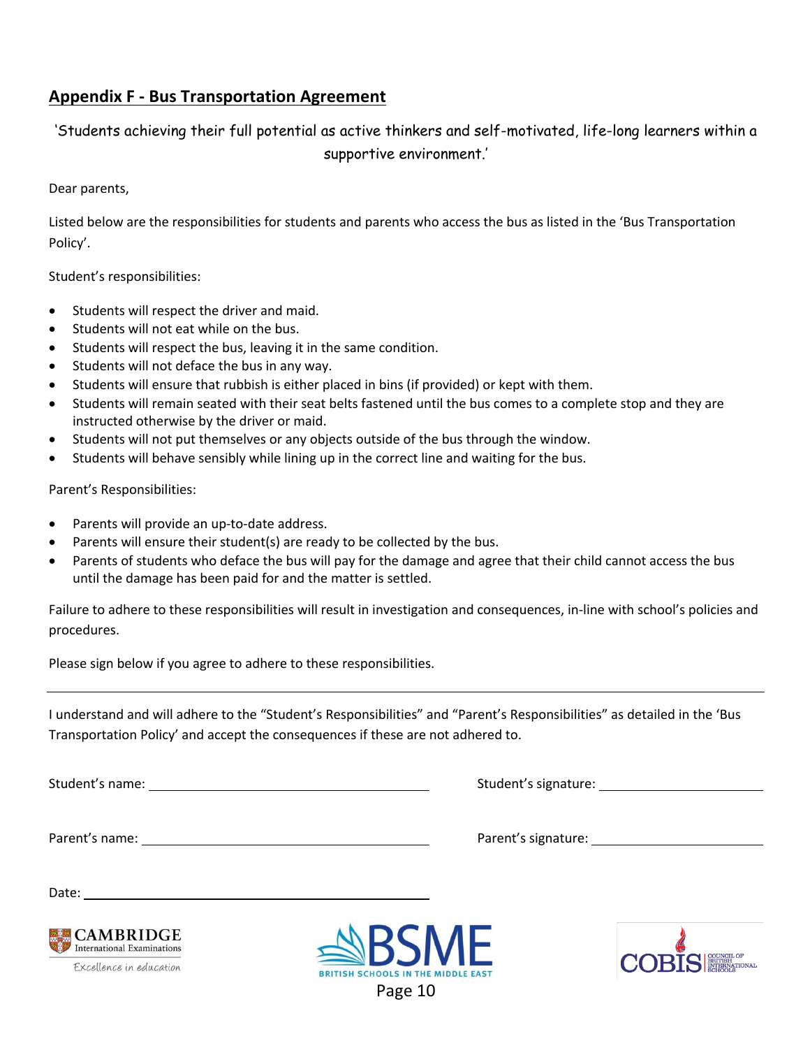## Appendix F - Bus Transportation Agreement

'Students achieving their full potential as active thinkers and self-motivated, life-long learners within a supportive environment.'

Dear parents,

Listed below are the responsibilities for students and parents who access the bus as listed in the 'Bus Transportation Policy'.

Student's responsibilities:

- Students will respect the driver and maid.
- Students will not eat while on the bus.
- Students will respect the bus, leaving it in the same condition.
- Students will not deface the bus in any way.
- Students will ensure that rubbish is either placed in bins (if provided) or kept with them.
- Students will remain seated with their seat belts fastened until the bus comes to a complete stop and they are instructed otherwise by the driver or maid.
- Students will not put themselves or any objects outside of the bus through the window.
- Students will behave sensibly while lining up in the correct line and waiting for the bus.

Parent's Responsibilities:

- Parents will provide an up-to-date address.
- Parents will ensure their student(s) are ready to be collected by the bus.
- Parents of students who deface the bus will pay for the damage and agree that their child cannot access the bus until the damage has been paid for and the matter is settled.

Failure to adhere to these responsibilities will result in investigation and consequences, in-line with school's policies and procedures.

Please sign below if you agree to adhere to these responsibilities.

---

I understand and will adhere to the "Student's Responsibilities" and "Parent's Responsibilities" as detailed in the 'Bus Transportation Policy' and accept the consequences if these are not adhered to.

Student's name: ______________________ Student's signature: ______________________

Parent's name: ______________________ Parent's signature: ______________________

Date: ______________________